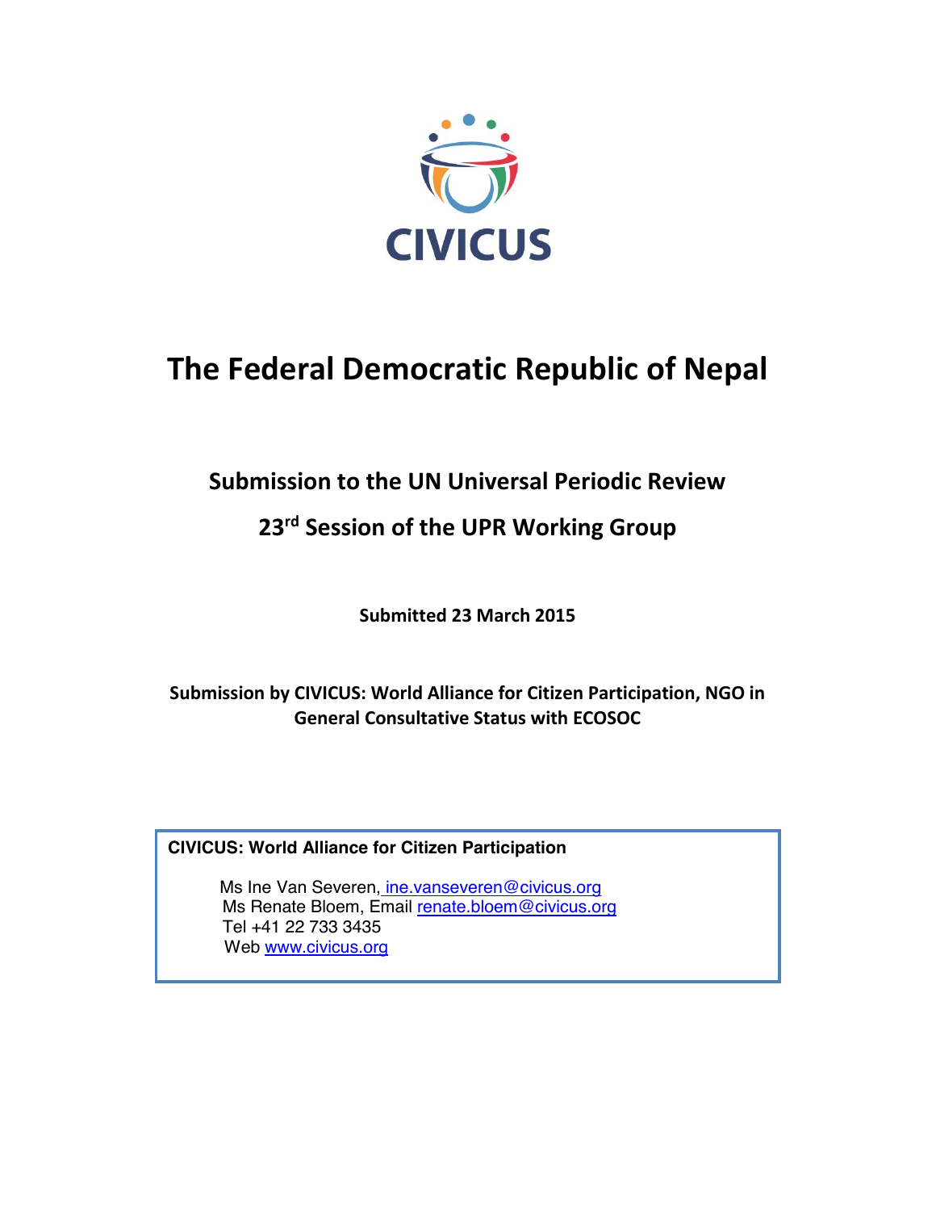CIVICUS

# The Federal Democratic Republic of Nepal

## Submission to the UN Universal Periodic Review

## 23rd Session of the UPR Working Group

**Submitted 23 March 2015**

**Submission by CIVICUS: World Alliance for Citizen Participation, NGO in General Consultative Status with ECOSOC**

**CIVICUS: World Alliance for Citizen Participation**

Ms Ine Van Severen, ine.vanseveren@civicus.org
Ms Renate Bloem, Email renate.bloem@civicus.org
Tel +41 22 733 3435
Web www.civicus.org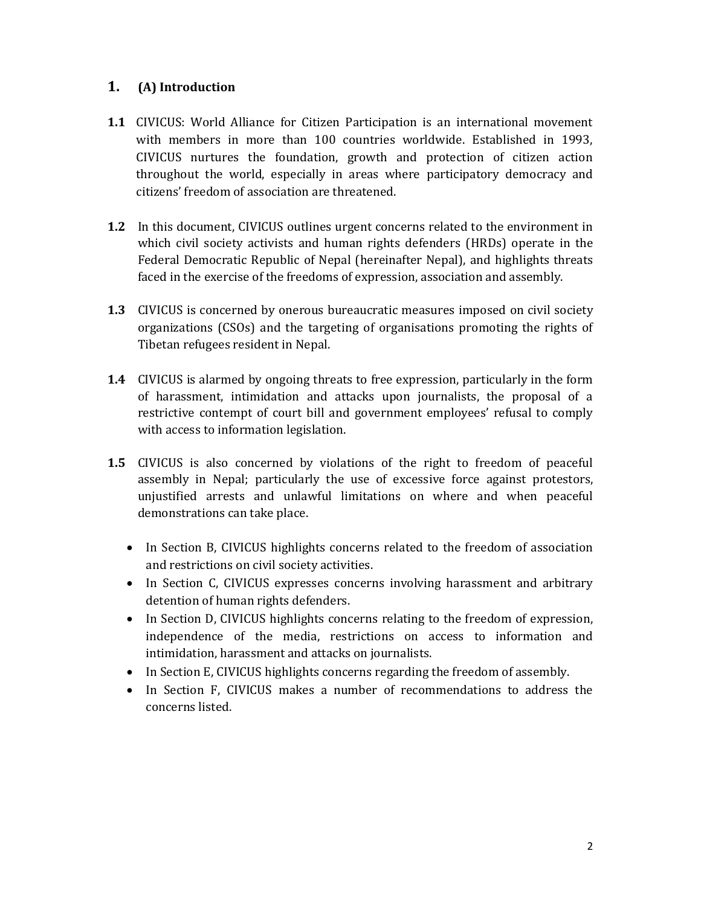## 1. (A) Introduction

**1.1** CIVICUS: World Alliance for Citizen Participation is an international movement with members in more than 100 countries worldwide. Established in 1993, CIVICUS nurtures the foundation, growth and protection of citizen action throughout the world, especially in areas where participatory democracy and citizens' freedom of association are threatened.

**1.2** In this document, CIVICUS outlines urgent concerns related to the environment in which civil society activists and human rights defenders (HRDs) operate in the Federal Democratic Republic of Nepal (hereinafter Nepal), and highlights threats faced in the exercise of the freedoms of expression, association and assembly.

**1.3** CIVICUS is concerned by onerous bureaucratic measures imposed on civil society organizations (CSOs) and the targeting of organisations promoting the rights of Tibetan refugees resident in Nepal.

**1.4** CIVICUS is alarmed by ongoing threats to free expression, particularly in the form of harassment, intimidation and attacks upon journalists, the proposal of a restrictive contempt of court bill and government employees' refusal to comply with access to information legislation.

**1.5** CIVICUS is also concerned by violations of the right to freedom of peaceful assembly in Nepal; particularly the use of excessive force against protestors, unjustified arrests and unlawful limitations on where and when peaceful demonstrations can take place.

- In Section B, CIVICUS highlights concerns related to the freedom of association and restrictions on civil society activities.
- In Section C, CIVICUS expresses concerns involving harassment and arbitrary detention of human rights defenders.
- In Section D, CIVICUS highlights concerns relating to the freedom of expression, independence of the media, restrictions on access to information and intimidation, harassment and attacks on journalists.
- In Section E, CIVICUS highlights concerns regarding the freedom of assembly.
- In Section F, CIVICUS makes a number of recommendations to address the concerns listed.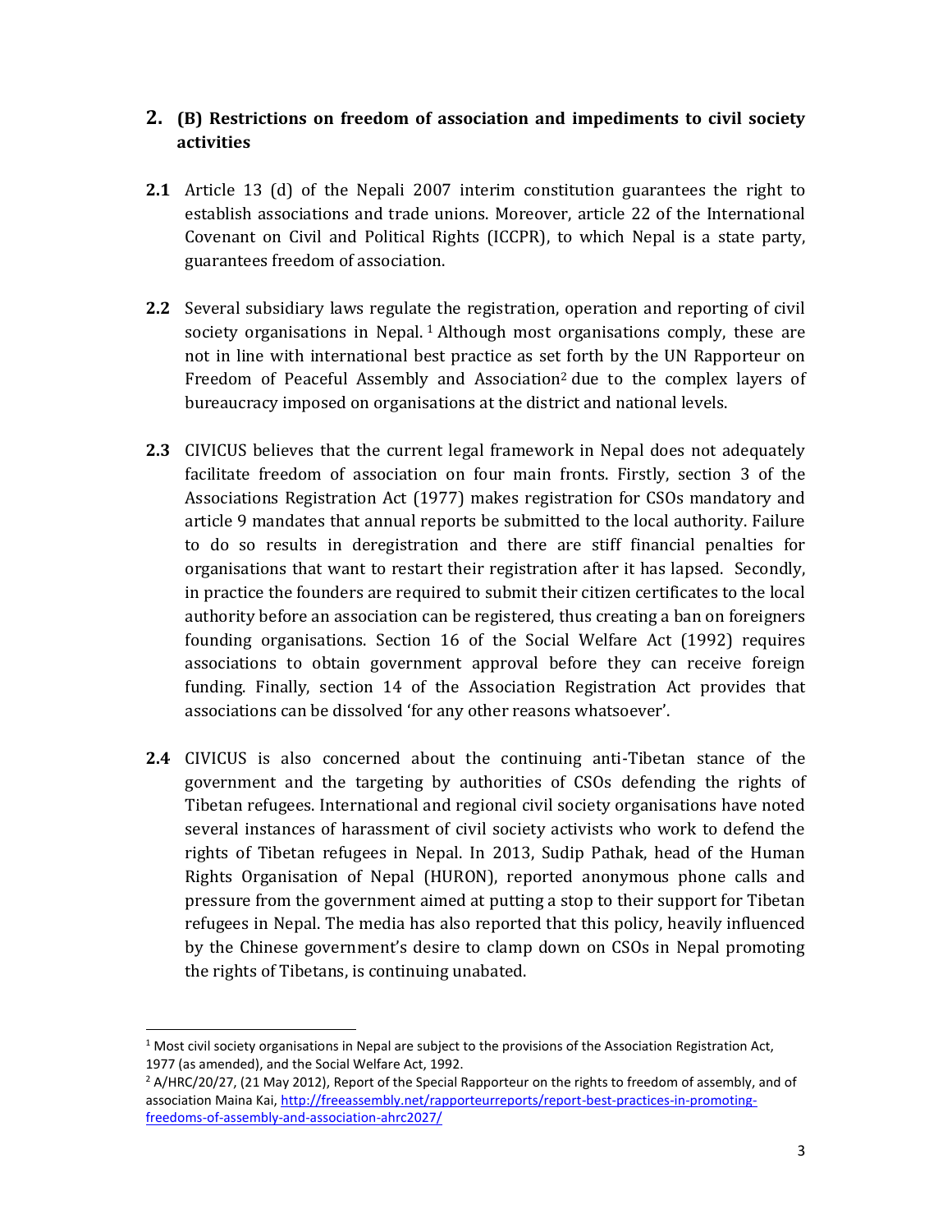## 2. (B) Restrictions on freedom of association and impediments to civil society activities

**2.1** Article 13 (d) of the Nepali 2007 interim constitution guarantees the right to establish associations and trade unions. Moreover, article 22 of the International Covenant on Civil and Political Rights (ICCPR), to which Nepal is a state party, guarantees freedom of association.

**2.2** Several subsidiary laws regulate the registration, operation and reporting of civil society organisations in Nepal.[1] Although most organisations comply, these are not in line with international best practice as set forth by the UN Rapporteur on Freedom of Peaceful Assembly and Association[2] due to the complex layers of bureaucracy imposed on organisations at the district and national levels.

**2.3** CIVICUS believes that the current legal framework in Nepal does not adequately facilitate freedom of association on four main fronts. Firstly, section 3 of the Associations Registration Act (1977) makes registration for CSOs mandatory and article 9 mandates that annual reports be submitted to the local authority. Failure to do so results in deregistration and there are stiff financial penalties for organisations that want to restart their registration after it has lapsed. Secondly, in practice the founders are required to submit their citizen certificates to the local authority before an association can be registered, thus creating a ban on foreigners founding organisations. Section 16 of the Social Welfare Act (1992) requires associations to obtain government approval before they can receive foreign funding. Finally, section 14 of the Association Registration Act provides that associations can be dissolved 'for any other reasons whatsoever'.

**2.4** CIVICUS is also concerned about the continuing anti-Tibetan stance of the government and the targeting by authorities of CSOs defending the rights of Tibetan refugees. International and regional civil society organisations have noted several instances of harassment of civil society activists who work to defend the rights of Tibetan refugees in Nepal. In 2013, Sudip Pathak, head of the Human Rights Organisation of Nepal (HURON), reported anonymous phone calls and pressure from the government aimed at putting a stop to their support for Tibetan refugees in Nepal. The media has also reported that this policy, heavily influenced by the Chinese government's desire to clamp down on CSOs in Nepal promoting the rights of Tibetans, is continuing unabated.

---

[1] Most civil society organisations in Nepal are subject to the provisions of the Association Registration Act, 1977 (as amended), and the Social Welfare Act, 1992.

[2] A/HRC/20/27, (21 May 2012), Report of the Special Rapporteur on the rights to freedom of assembly, and of association Maina Kai, http://freeassembly.net/rapporteurreports/report-best-practices-in-promoting-freedoms-of-assembly-and-association-ahrc2027/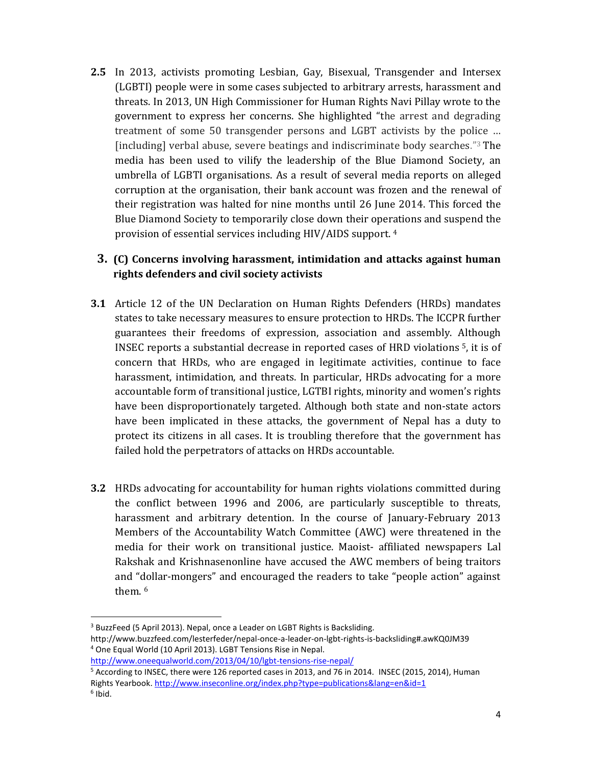**2.5** In 2013, activists promoting Lesbian, Gay, Bisexual, Transgender and Intersex (LGBTI) people were in some cases subjected to arbitrary arrests, harassment and threats. In 2013, UN High Commissioner for Human Rights Navi Pillay wrote to the government to express her concerns. She highlighted "the arrest and degrading treatment of some 50 transgender persons and LGBT activists by the police … [including] verbal abuse, severe beatings and indiscriminate body searches."[3] The media has been used to vilify the leadership of the Blue Diamond Society, an umbrella of LGBTI organisations. As a result of several media reports on alleged corruption at the organisation, their bank account was frozen and the renewal of their registration was halted for nine months until 26 June 2014. This forced the Blue Diamond Society to temporarily close down their operations and suspend the provision of essential services including HIV/AIDS support.[4]

## 3. (C) Concerns involving harassment, intimidation and attacks against human rights defenders and civil society activists

**3.1** Article 12 of the UN Declaration on Human Rights Defenders (HRDs) mandates states to take necessary measures to ensure protection to HRDs. The ICCPR further guarantees their freedoms of expression, association and assembly. Although INSEC reports a substantial decrease in reported cases of HRD violations[5], it is of concern that HRDs, who are engaged in legitimate activities, continue to face harassment, intimidation, and threats. In particular, HRDs advocating for a more accountable form of transitional justice, LGTBI rights, minority and women's rights have been disproportionately targeted. Although both state and non-state actors have been implicated in these attacks, the government of Nepal has a duty to protect its citizens in all cases. It is troubling therefore that the government has failed hold the perpetrators of attacks on HRDs accountable.

**3.2** HRDs advocating for accountability for human rights violations committed during the conflict between 1996 and 2006, are particularly susceptible to threats, harassment and arbitrary detention. In the course of January-February 2013 Members of the Accountability Watch Committee (AWC) were threatened in the media for their work on transitional justice. Maoist- affiliated newspapers Lal Rakshak and Krishnasenonline have accused the AWC members of being traitors and "dollar-mongers" and encouraged the readers to take "people action" against them.[6]

---

[3] BuzzFeed (5 April 2013). Nepal, once a Leader on LGBT Rights is Backsliding. http://www.buzzfeed.com/lesterfeder/nepal-once-a-leader-on-lgbt-rights-is-backsliding#.awKQ0JM39

[4] One Equal World (10 April 2013). LGBT Tensions Rise in Nepal. http://www.oneequalworld.com/2013/04/10/lgbt-tensions-rise-nepal/

[5] According to INSEC, there were 126 reported cases in 2013, and 76 in 2014. INSEC (2015, 2014), Human Rights Yearbook. http://www.inseconline.org/index.php?type=publications&lang=en&id=1

[6] Ibid.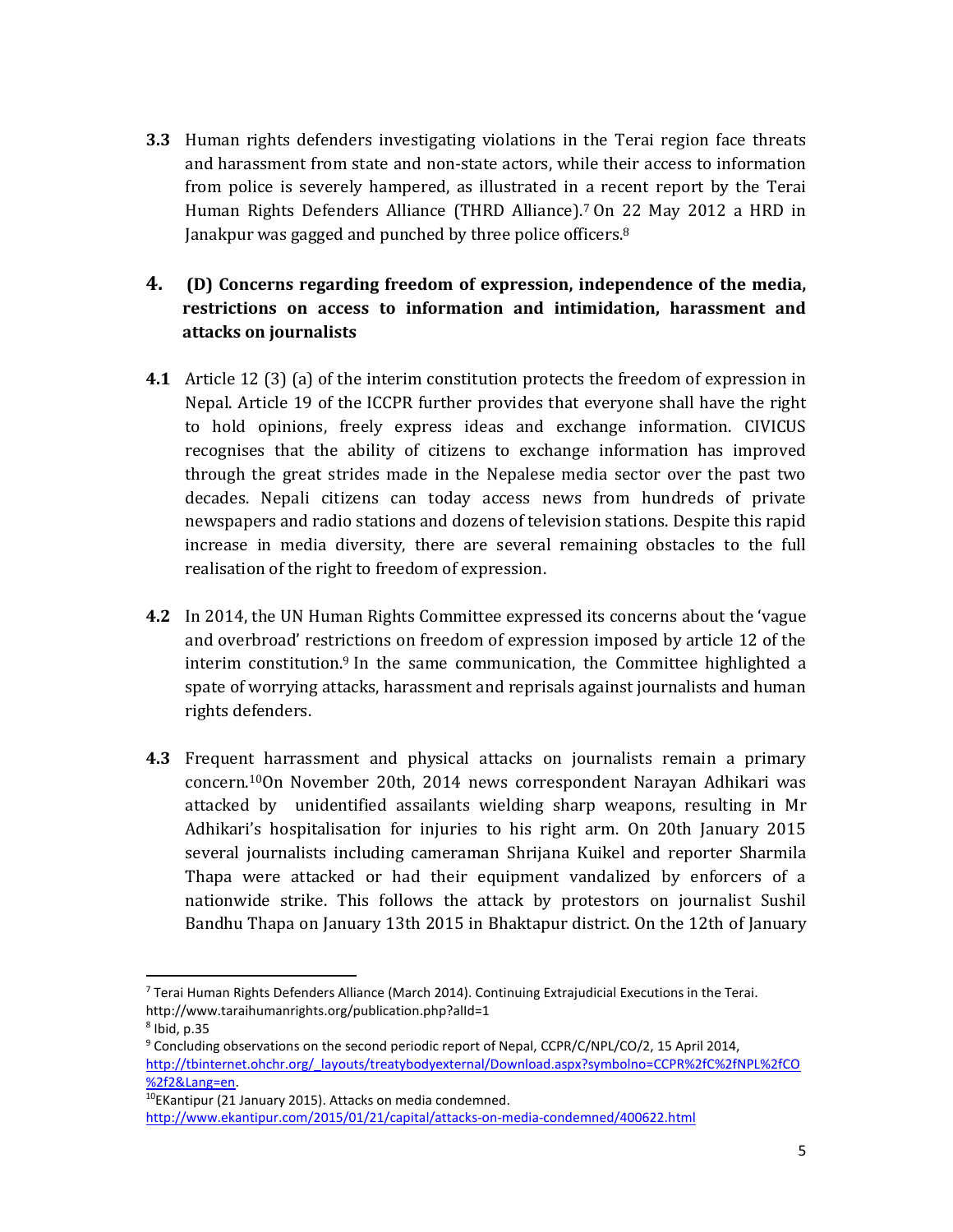**3.3** Human rights defenders investigating violations in the Terai region face threats and harassment from state and non-state actors, while their access to information from police is severely hampered, as illustrated in a recent report by the Terai Human Rights Defenders Alliance (THRD Alliance).[7] On 22 May 2012 a HRD in Janakpur was gagged and punched by three police officers.[8]

## 4. (D) Concerns regarding freedom of expression, independence of the media, restrictions on access to information and intimidation, harassment and attacks on journalists

**4.1** Article 12 (3) (a) of the interim constitution protects the freedom of expression in Nepal. Article 19 of the ICCPR further provides that everyone shall have the right to hold opinions, freely express ideas and exchange information. CIVICUS recognises that the ability of citizens to exchange information has improved through the great strides made in the Nepalese media sector over the past two decades. Nepali citizens can today access news from hundreds of private newspapers and radio stations and dozens of television stations. Despite this rapid increase in media diversity, there are several remaining obstacles to the full realisation of the right to freedom of expression.

**4.2** In 2014, the UN Human Rights Committee expressed its concerns about the 'vague and overbroad' restrictions on freedom of expression imposed by article 12 of the interim constitution.[9] In the same communication, the Committee highlighted a spate of worrying attacks, harassment and reprisals against journalists and human rights defenders.

**4.3** Frequent harrassment and physical attacks on journalists remain a primary concern.[10]On November 20th, 2014 news correspondent Narayan Adhikari was attacked by unidentified assailants wielding sharp weapons, resulting in Mr Adhikari's hospitalisation for injuries to his right arm. On 20th January 2015 several journalists including cameraman Shrijana Kuikel and reporter Sharmila Thapa were attacked or had their equipment vandalized by enforcers of a nationwide strike. This follows the attack by protestors on journalist Sushil Bandhu Thapa on January 13th 2015 in Bhaktapur district. On the 12th of January

---

[7] Terai Human Rights Defenders Alliance (March 2014). Continuing Extrajudicial Executions in the Terai. http://www.taraihumanrights.org/publication.php?alId=1

[8] Ibid, p.35

[9] Concluding observations on the second periodic report of Nepal, CCPR/C/NPL/CO/2, 15 April 2014, http://tbinternet.ohchr.org/_layouts/treatybodyexternal/Download.aspx?symbolno=CCPR%2fC%2fNPL%2fCO%2f2&Lang=en.

[10] EKantipur (21 January 2015). Attacks on media condemned. http://www.ekantipur.com/2015/01/21/capital/attacks-on-media-condemned/400622.html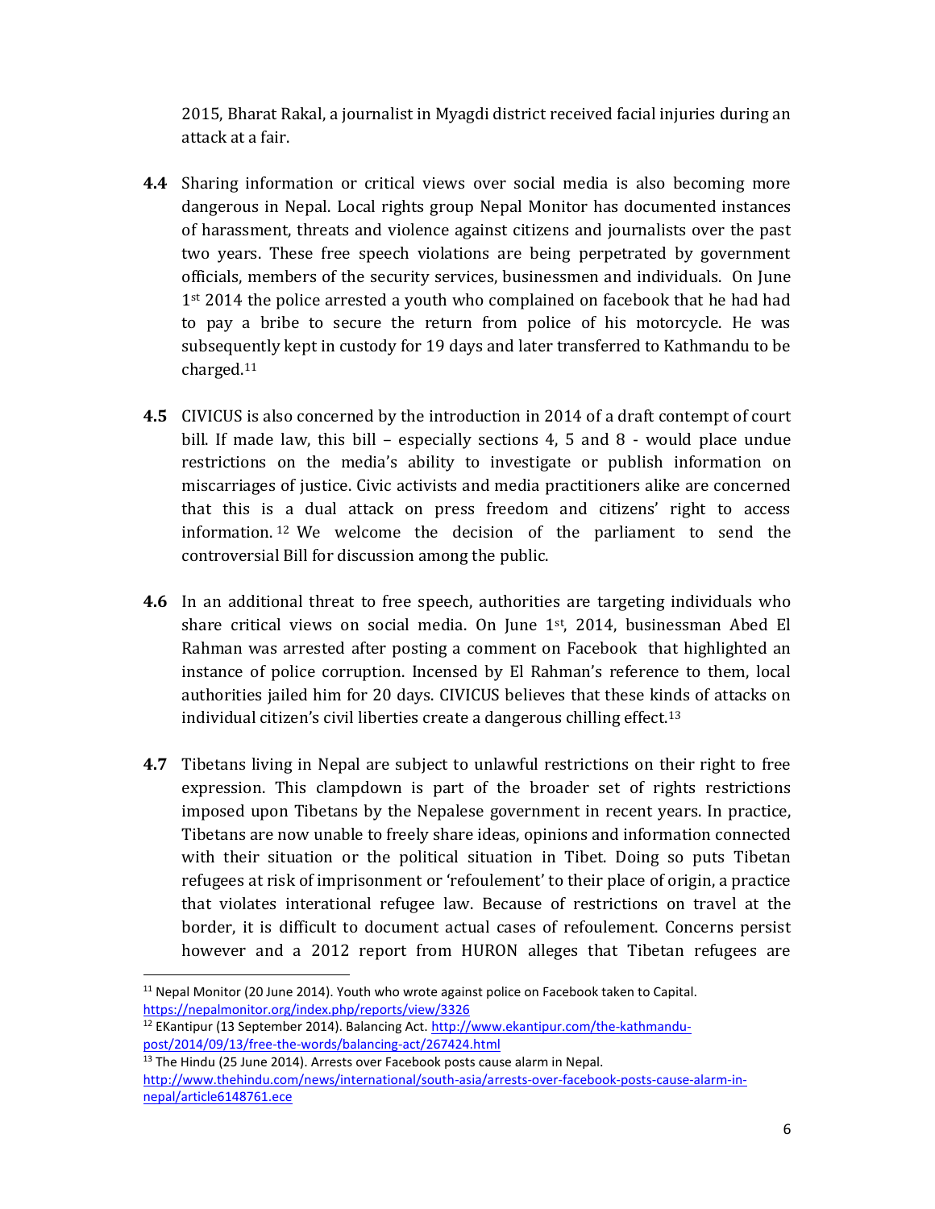2015, Bharat Rakal, a journalist in Myagdi district received facial injuries during an attack at a fair.

**4.4** Sharing information or critical views over social media is also becoming more dangerous in Nepal. Local rights group Nepal Monitor has documented instances of harassment, threats and violence against citizens and journalists over the past two years. These free speech violations are being perpetrated by government officials, members of the security services, businessmen and individuals. On June 1st 2014 the police arrested a youth who complained on facebook that he had had to pay a bribe to secure the return from police of his motorcycle. He was subsequently kept in custody for 19 days and later transferred to Kathmandu to be charged.[11]

**4.5** CIVICUS is also concerned by the introduction in 2014 of a draft contempt of court bill. If made law, this bill – especially sections 4, 5 and 8 - would place undue restrictions on the media's ability to investigate or publish information on miscarriages of justice. Civic activists and media practitioners alike are concerned that this is a dual attack on press freedom and citizens' right to access information.[12] We welcome the decision of the parliament to send the controversial Bill for discussion among the public.

**4.6** In an additional threat to free speech, authorities are targeting individuals who share critical views on social media. On June 1st, 2014, businessman Abed El Rahman was arrested after posting a comment on Facebook that highlighted an instance of police corruption. Incensed by El Rahman's reference to them, local authorities jailed him for 20 days. CIVICUS believes that these kinds of attacks on individual citizen's civil liberties create a dangerous chilling effect.[13]

**4.7** Tibetans living in Nepal are subject to unlawful restrictions on their right to free expression. This clampdown is part of the broader set of rights restrictions imposed upon Tibetans by the Nepalese government in recent years. In practice, Tibetans are now unable to freely share ideas, opinions and information connected with their situation or the political situation in Tibet. Doing so puts Tibetan refugees at risk of imprisonment or 'refoulement' to their place of origin, a practice that violates interational refugee law. Because of restrictions on travel at the border, it is difficult to document actual cases of refoulement. Concerns persist however and a 2012 report from HURON alleges that Tibetan refugees are

---

[11] Nepal Monitor (20 June 2014). Youth who wrote against police on Facebook taken to Capital. https://nepalmonitor.org/index.php/reports/view/3326

[12] EKantipur (13 September 2014). Balancing Act. http://www.ekantipur.com/the-kathmandu-post/2014/09/13/free-the-words/balancing-act/267424.html

[13] The Hindu (25 June 2014). Arrests over Facebook posts cause alarm in Nepal. http://www.thehindu.com/news/international/south-asia/arrests-over-facebook-posts-cause-alarm-in-nepal/article6148761.ece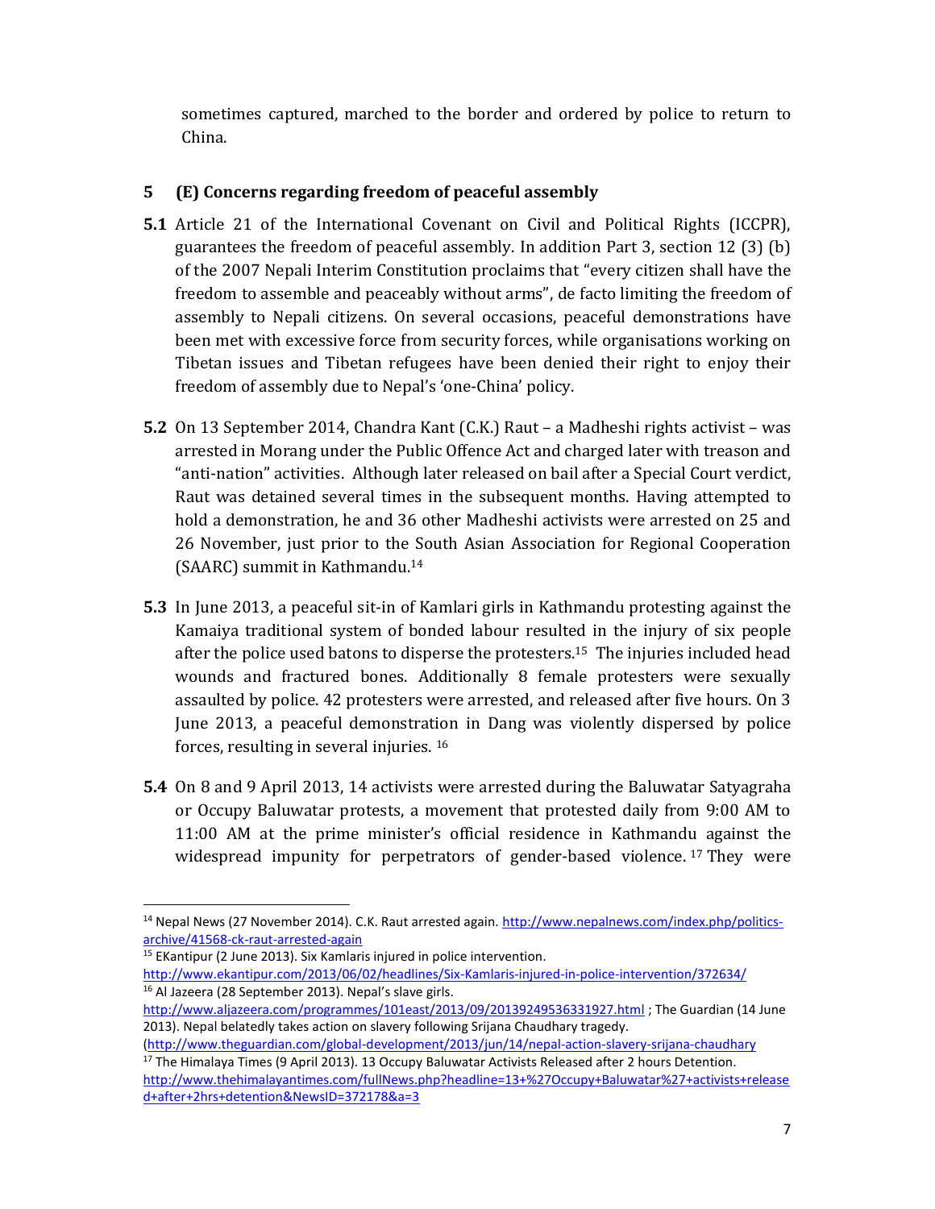sometimes captured, marched to the border and ordered by police to return to China.

## 5 (E) Concerns regarding freedom of peaceful assembly

**5.1** Article 21 of the International Covenant on Civil and Political Rights (ICCPR), guarantees the freedom of peaceful assembly. In addition Part 3, section 12 (3) (b) of the 2007 Nepali Interim Constitution proclaims that "every citizen shall have the freedom to assemble and peaceably without arms", de facto limiting the freedom of assembly to Nepali citizens. On several occasions, peaceful demonstrations have been met with excessive force from security forces, while organisations working on Tibetan issues and Tibetan refugees have been denied their right to enjoy their freedom of assembly due to Nepal's 'one-China' policy.

**5.2** On 13 September 2014, Chandra Kant (C.K.) Raut – a Madheshi rights activist – was arrested in Morang under the Public Offence Act and charged later with treason and "anti-nation" activities. Although later released on bail after a Special Court verdict, Raut was detained several times in the subsequent months. Having attempted to hold a demonstration, he and 36 other Madheshi activists were arrested on 25 and 26 November, just prior to the South Asian Association for Regional Cooperation (SAARC) summit in Kathmandu.[14]

**5.3** In June 2013, a peaceful sit-in of Kamlari girls in Kathmandu protesting against the Kamaiya traditional system of bonded labour resulted in the injury of six people after the police used batons to disperse the protesters.[15] The injuries included head wounds and fractured bones. Additionally 8 female protesters were sexually assaulted by police. 42 protesters were arrested, and released after five hours. On 3 June 2013, a peaceful demonstration in Dang was violently dispersed by police forces, resulting in several injuries. [16]

**5.4** On 8 and 9 April 2013, 14 activists were arrested during the Baluwatar Satyagraha or Occupy Baluwatar protests, a movement that protested daily from 9:00 AM to 11:00 AM at the prime minister's official residence in Kathmandu against the widespread impunity for perpetrators of gender-based violence. [17] They were

---

[14] Nepal News (27 November 2014). C.K. Raut arrested again. http://www.nepalnews.com/index.php/politics-archive/41568-ck-raut-arrested-again

[15] EKantipur (2 June 2013). Six Kamlaris injured in police intervention. http://www.ekantipur.com/2013/06/02/headlines/Six-Kamlaris-injured-in-police-intervention/372634/

[16] Al Jazeera (28 September 2013). Nepal's slave girls. http://www.aljazeera.com/programmes/101east/2013/09/20139249536331927.html ; The Guardian (14 June 2013). Nepal belatedly takes action on slavery following Srijana Chaudhary tragedy. (http://www.theguardian.com/global-development/2013/jun/14/nepal-action-slavery-srijana-chaudhary

[17] The Himalaya Times (9 April 2013). 13 Occupy Baluwatar Activists Released after 2 hours Detention. http://www.thehimalayantimes.com/fullNews.php?headline=13+%27Occupy+Baluwatar%27+activists+released+after+2hrs+detention&NewsID=372178&a=3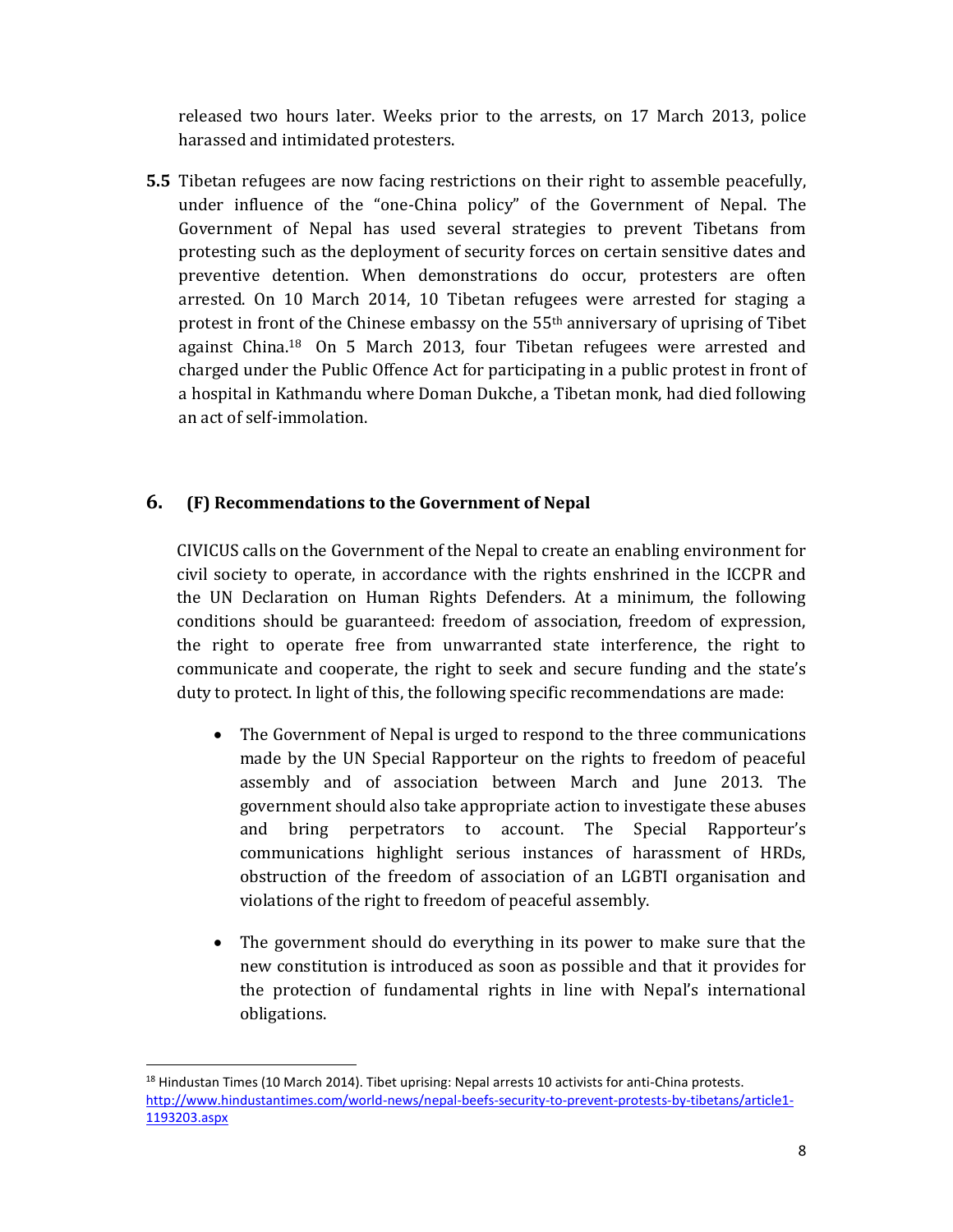released two hours later. Weeks prior to the arrests, on 17 March 2013, police harassed and intimidated protesters.

**5.5** Tibetan refugees are now facing restrictions on their right to assemble peacefully, under influence of the "one-China policy" of the Government of Nepal. The Government of Nepal has used several strategies to prevent Tibetans from protesting such as the deployment of security forces on certain sensitive dates and preventive detention. When demonstrations do occur, protesters are often arrested. On 10 March 2014, 10 Tibetan refugees were arrested for staging a protest in front of the Chinese embassy on the 55th anniversary of uprising of Tibet against China.[18] On 5 March 2013, four Tibetan refugees were arrested and charged under the Public Offence Act for participating in a public protest in front of a hospital in Kathmandu where Doman Dukche, a Tibetan monk, had died following an act of self-immolation.

## 6. (F) Recommendations to the Government of Nepal

CIVICUS calls on the Government of the Nepal to create an enabling environment for civil society to operate, in accordance with the rights enshrined in the ICCPR and the UN Declaration on Human Rights Defenders. At a minimum, the following conditions should be guaranteed: freedom of association, freedom of expression, the right to operate free from unwarranted state interference, the right to communicate and cooperate, the right to seek and secure funding and the state's duty to protect. In light of this, the following specific recommendations are made:

- The Government of Nepal is urged to respond to the three communications made by the UN Special Rapporteur on the rights to freedom of peaceful assembly and of association between March and June 2013. The government should also take appropriate action to investigate these abuses and bring perpetrators to account. The Special Rapporteur's communications highlight serious instances of harassment of HRDs, obstruction of the freedom of association of an LGBTI organisation and violations of the right to freedom of peaceful assembly.

- The government should do everything in its power to make sure that the new constitution is introduced as soon as possible and that it provides for the protection of fundamental rights in line with Nepal's international obligations.

---

[18] Hindustan Times (10 March 2014). Tibet uprising: Nepal arrests 10 activists for anti-China protests. http://www.hindustantimes.com/world-news/nepal-beefs-security-to-prevent-protests-by-tibetans/article1-1193203.aspx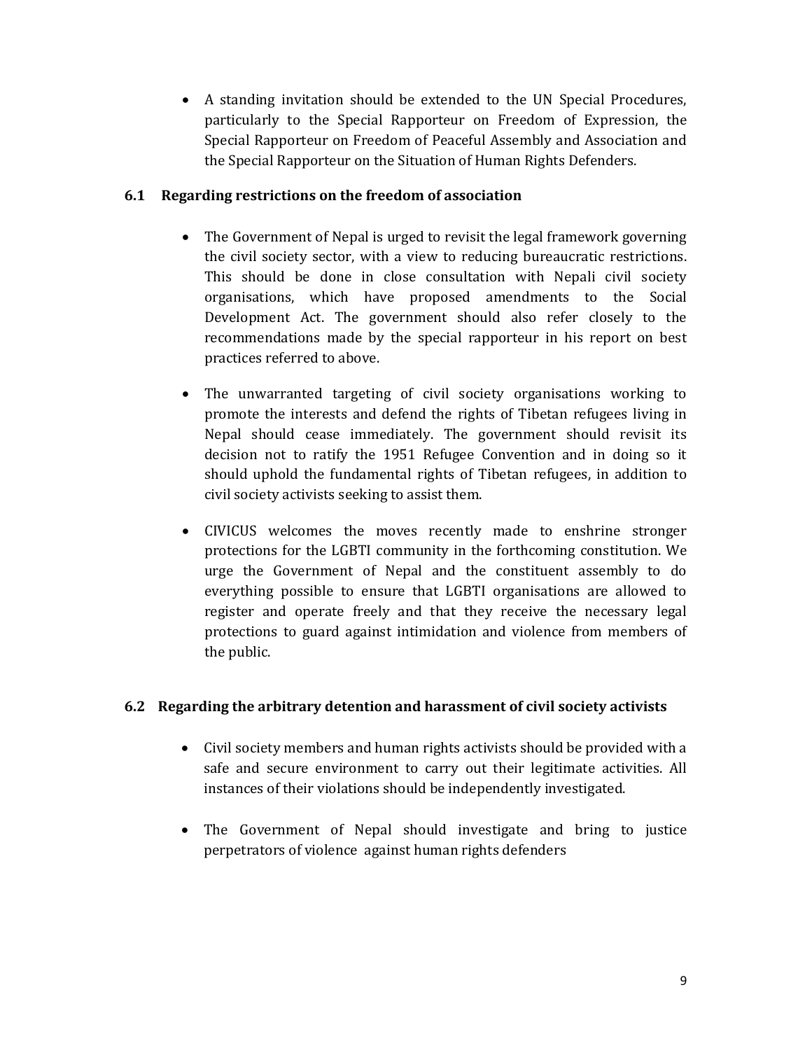- A standing invitation should be extended to the UN Special Procedures, particularly to the Special Rapporteur on Freedom of Expression, the Special Rapporteur on Freedom of Peaceful Assembly and Association and the Special Rapporteur on the Situation of Human Rights Defenders.

### 6.1 Regarding restrictions on the freedom of association

- The Government of Nepal is urged to revisit the legal framework governing the civil society sector, with a view to reducing bureaucratic restrictions. This should be done in close consultation with Nepali civil society organisations, which have proposed amendments to the Social Development Act. The government should also refer closely to the recommendations made by the special rapporteur in his report on best practices referred to above.

- The unwarranted targeting of civil society organisations working to promote the interests and defend the rights of Tibetan refugees living in Nepal should cease immediately. The government should revisit its decision not to ratify the 1951 Refugee Convention and in doing so it should uphold the fundamental rights of Tibetan refugees, in addition to civil society activists seeking to assist them.

- CIVICUS welcomes the moves recently made to enshrine stronger protections for the LGBTI community in the forthcoming constitution. We urge the Government of Nepal and the constituent assembly to do everything possible to ensure that LGBTI organisations are allowed to register and operate freely and that they receive the necessary legal protections to guard against intimidation and violence from members of the public.

### 6.2 Regarding the arbitrary detention and harassment of civil society activists

- Civil society members and human rights activists should be provided with a safe and secure environment to carry out their legitimate activities. All instances of their violations should be independently investigated.

- The Government of Nepal should investigate and bring to justice perpetrators of violence against human rights defenders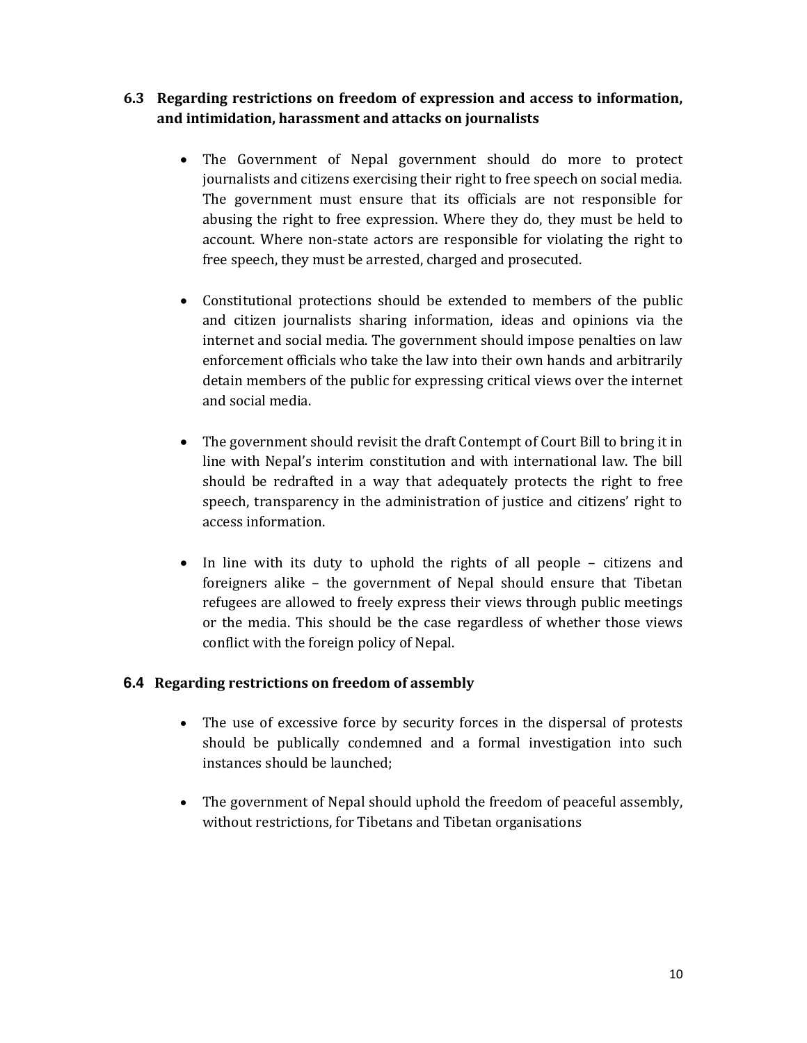### 6.3 Regarding restrictions on freedom of expression and access to information, and intimidation, harassment and attacks on journalists

- The Government of Nepal government should do more to protect journalists and citizens exercising their right to free speech on social media. The government must ensure that its officials are not responsible for abusing the right to free expression. Where they do, they must be held to account. Where non-state actors are responsible for violating the right to free speech, they must be arrested, charged and prosecuted.

- Constitutional protections should be extended to members of the public and citizen journalists sharing information, ideas and opinions via the internet and social media. The government should impose penalties on law enforcement officials who take the law into their own hands and arbitrarily detain members of the public for expressing critical views over the internet and social media.

- The government should revisit the draft Contempt of Court Bill to bring it in line with Nepal's interim constitution and with international law. The bill should be redrafted in a way that adequately protects the right to free speech, transparency in the administration of justice and citizens' right to access information.

- In line with its duty to uphold the rights of all people – citizens and foreigners alike – the government of Nepal should ensure that Tibetan refugees are allowed to freely express their views through public meetings or the media. This should be the case regardless of whether those views conflict with the foreign policy of Nepal.

### 6.4 Regarding restrictions on freedom of assembly

- The use of excessive force by security forces in the dispersal of protests should be publically condemned and a formal investigation into such instances should be launched;

- The government of Nepal should uphold the freedom of peaceful assembly, without restrictions, for Tibetans and Tibetan organisations